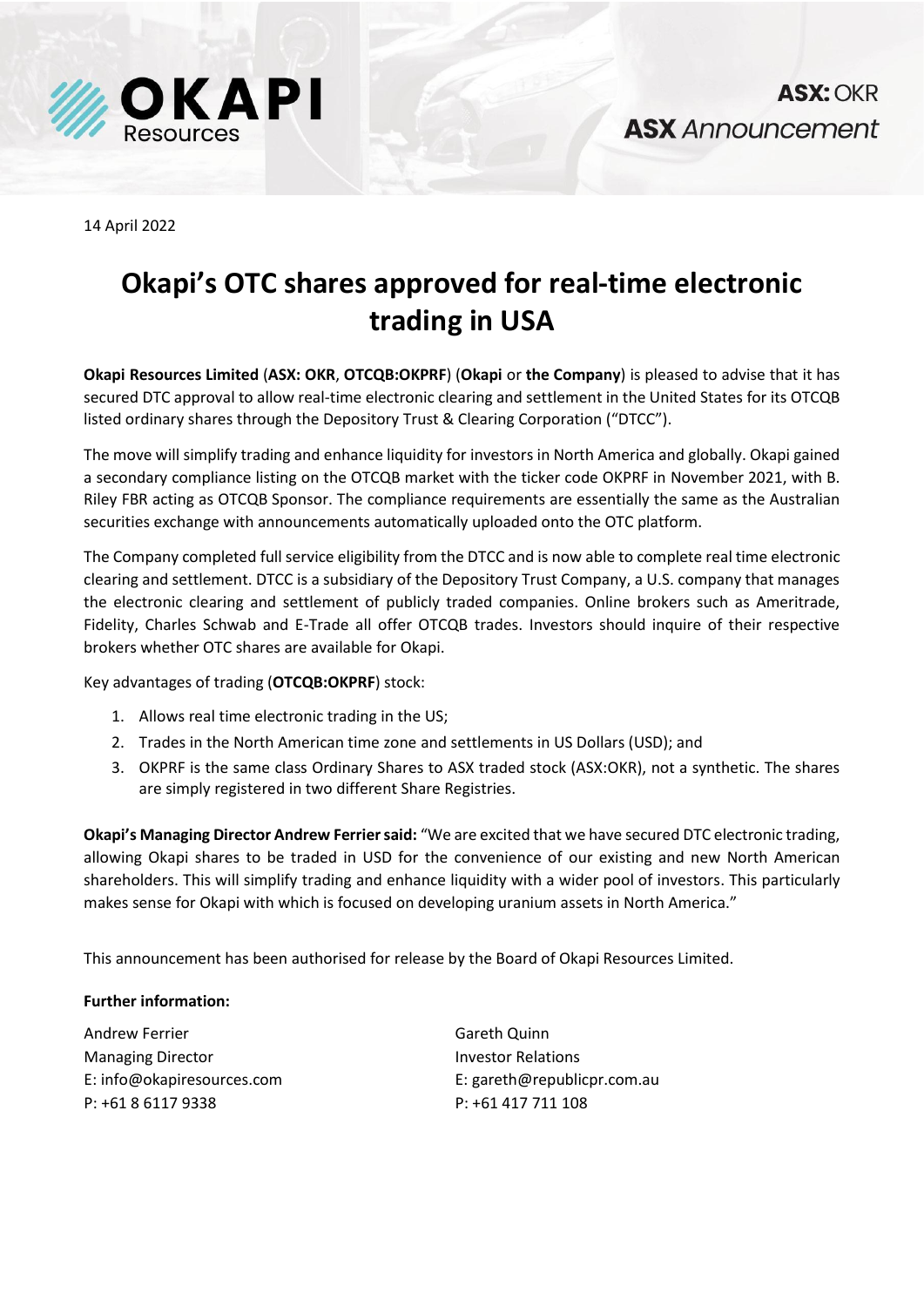ASX: OKR
**ASX** *Announcement*

14 April 2022

# Okapi's OTC shares approved for real-time electronic trading in USA

**Okapi Resources Limited** (**ASX: OKR**, **OTCQB:OKPRF**) (**Okapi** or **the Company**) is pleased to advise that it has secured DTC approval to allow real-time electronic clearing and settlement in the United States for its OTCQB listed ordinary shares through the Depository Trust & Clearing Corporation ("DTCC").

The move will simplify trading and enhance liquidity for investors in North America and globally. Okapi gained a secondary compliance listing on the OTCQB market with the ticker code OKPRF in November 2021, with B. Riley FBR acting as OTCQB Sponsor. The compliance requirements are essentially the same as the Australian securities exchange with announcements automatically uploaded onto the OTC platform.

The Company completed full service eligibility from the DTCC and is now able to complete real time electronic clearing and settlement. DTCC is a subsidiary of the Depository Trust Company, a U.S. company that manages the electronic clearing and settlement of publicly traded companies. Online brokers such as Ameritrade, Fidelity, Charles Schwab and E-Trade all offer OTCQB trades. Investors should inquire of their respective brokers whether OTC shares are available for Okapi.

Key advantages of trading (**OTCQB:OKPRF**) stock:

1. Allows real time electronic trading in the US;
2. Trades in the North American time zone and settlements in US Dollars (USD); and
3. OKPRF is the same class Ordinary Shares to ASX traded stock (ASX:OKR), not a synthetic. The shares are simply registered in two different Share Registries.

**Okapi's Managing Director Andrew Ferrier said:** "We are excited that we have secured DTC electronic trading, allowing Okapi shares to be traded in USD for the convenience of our existing and new North American shareholders. This will simplify trading and enhance liquidity with a wider pool of investors. This particularly makes sense for Okapi with which is focused on developing uranium assets in North America."

This announcement has been authorised for release by the Board of Okapi Resources Limited.

**Further information:**

Andrew Ferrier
Managing Director
E: info@okapiresources.com
P: +61 8 6117 9338

Gareth Quinn
Investor Relations
E: gareth@republicpr.com.au
P: +61 417 711 108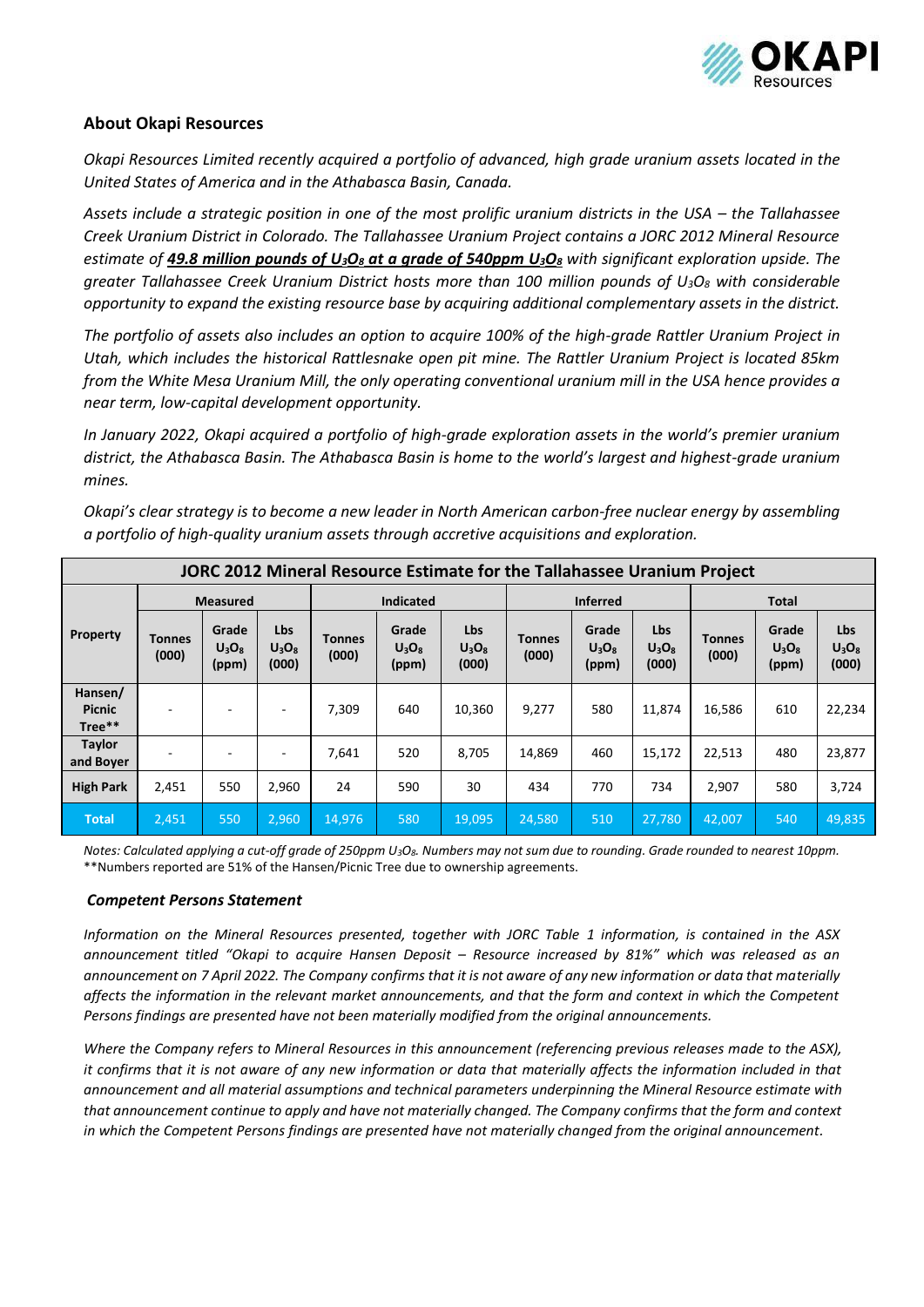## About Okapi Resources

*Okapi Resources Limited recently acquired a portfolio of advanced, high grade uranium assets located in the United States of America and in the Athabasca Basin, Canada.*

*Assets include a strategic position in one of the most prolific uranium districts in the USA – the Tallahassee Creek Uranium District in Colorado. The Tallahassee Uranium Project contains a JORC 2012 Mineral Resource estimate of **49.8 million pounds of $U_3O_8$ at a grade of 540ppm $U_3O_8$** with significant exploration upside. The greater Tallahassee Creek Uranium District hosts more than 100 million pounds of $U_3O_8$ with considerable opportunity to expand the existing resource base by acquiring additional complementary assets in the district.*

*The portfolio of assets also includes an option to acquire 100% of the high-grade Rattler Uranium Project in Utah, which includes the historical Rattlesnake open pit mine. The Rattler Uranium Project is located 85km from the White Mesa Uranium Mill, the only operating conventional uranium mill in the USA hence provides a near term, low-capital development opportunity.*

*In January 2022, Okapi acquired a portfolio of high-grade exploration assets in the world's premier uranium district, the Athabasca Basin. The Athabasca Basin is home to the world's largest and highest-grade uranium mines.*

*Okapi's clear strategy is to become a new leader in North American carbon-free nuclear energy by assembling a portfolio of high-quality uranium assets through accretive acquisitions and exploration.*

| JORC 2012 Mineral Resource Estimate for the Tallahassee Uranium Project | | | | | | | | | | | | |
|---|---|---|---|---|---|---|---|---|---|---|---|---|
| Property | Measured | | | Indicated | | | Inferred | | | Total | | |
| | Tonnes (000) | Grade $U_3O_8$ (ppm) | Lbs $U_3O_8$ (000) | Tonnes (000) | Grade $U_3O_8$ (ppm) | Lbs $U_3O_8$ (000) | Tonnes (000) | Grade $U_3O_8$ (ppm) | Lbs $U_3O_8$ (000) | Tonnes (000) | Grade $U_3O_8$ (ppm) | Lbs $U_3O_8$ (000) |
| Hansen/ Picnic Tree** | - | - | - | 7,309 | 640 | 10,360 | 9,277 | 580 | 11,874 | 16,586 | 610 | 22,234 |
| Taylor and Boyer | - | - | - | 7,641 | 520 | 8,705 | 14,869 | 460 | 15,172 | 22,513 | 480 | 23,877 |
| High Park | 2,451 | 550 | 2,960 | 24 | 590 | 30 | 434 | 770 | 734 | 2,907 | 580 | 3,724 |
| Total | 2,451 | 550 | 2,960 | 14,976 | 580 | 19,095 | 24,580 | 510 | 27,780 | 42,007 | 540 | 49,835 |

*Notes: Calculated applying a cut-off grade of 250ppm $U_3O_8$. Numbers may not sum due to rounding. Grade rounded to nearest 10ppm.*
**Numbers reported are 51% of the Hansen/Picnic Tree due to ownership agreements.

### *Competent Persons Statement*

*Information on the Mineral Resources presented, together with JORC Table 1 information, is contained in the ASX announcement titled "Okapi to acquire Hansen Deposit – Resource increased by 81%" which was released as an announcement on 7 April 2022. The Company confirms that it is not aware of any new information or data that materially affects the information in the relevant market announcements, and that the form and context in which the Competent Persons findings are presented have not been materially modified from the original announcements.*

*Where the Company refers to Mineral Resources in this announcement (referencing previous releases made to the ASX), it confirms that it is not aware of any new information or data that materially affects the information included in that announcement and all material assumptions and technical parameters underpinning the Mineral Resource estimate with that announcement continue to apply and have not materially changed. The Company confirms that the form and context in which the Competent Persons findings are presented have not materially changed from the original announcement.*